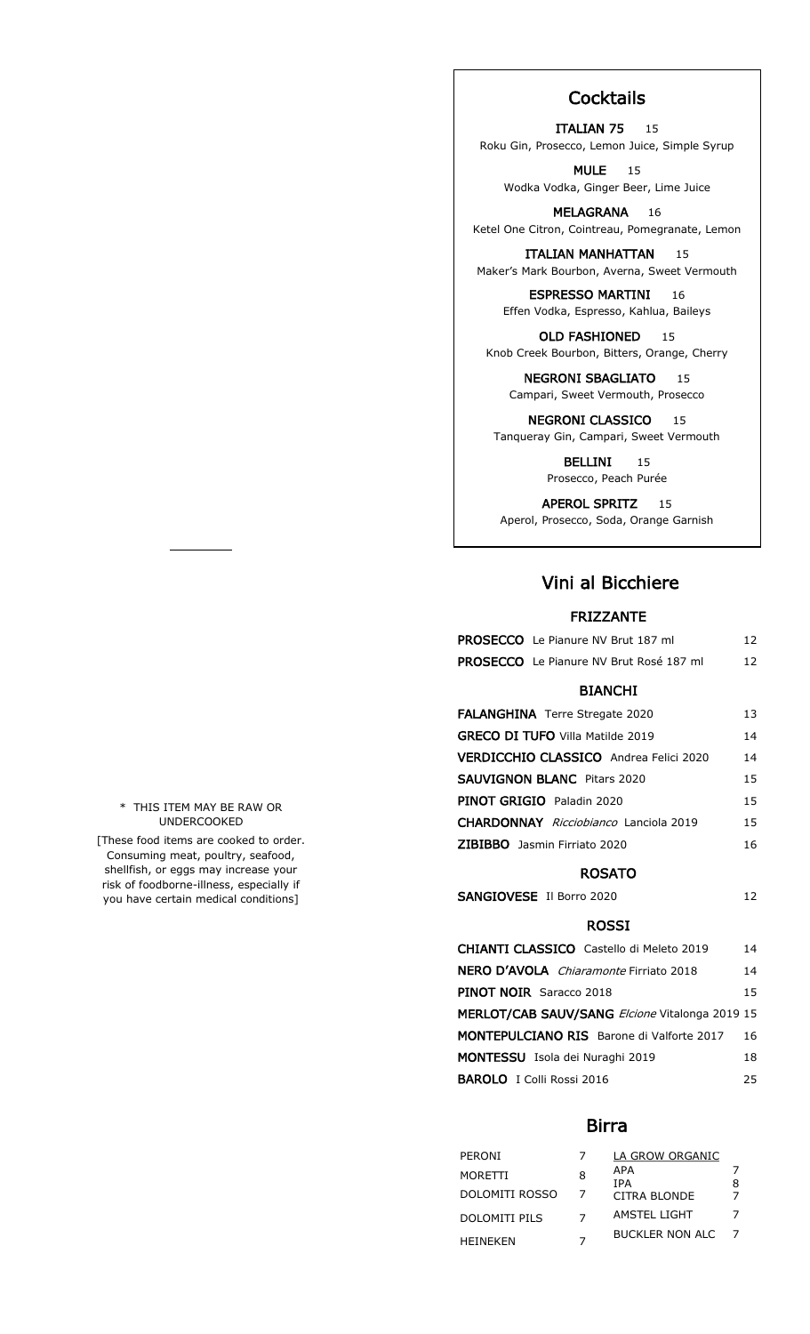## Cocktails

**ITALIAN 75** 15
Roku Gin, Prosecco, Lemon Juice, Simple Syrup

**MULE** 15
Wodka Vodka, Ginger Beer, Lime Juice

**MELAGRANA** 16
Ketel One Citron, Cointreau, Pomegranate, Lemon

**ITALIAN MANHATTAN** 15
Maker's Mark Bourbon, Averna, Sweet Vermouth

**ESPRESSO MARTINI** 16
Effen Vodka, Espresso, Kahlua, Baileys

**OLD FASHIONED** 15
Knob Creek Bourbon, Bitters, Orange, Cherry

**NEGRONI SBAGLIATO** 15
Campari, Sweet Vermouth, Prosecco

**NEGRONI CLASSICO** 15
Tanqueray Gin, Campari, Sweet Vermouth

**BELLINI** 15
Prosecco, Peach Purée

**APEROL SPRITZ** 15
Aperol, Prosecco, Soda, Orange Garnish

## Vini al Bicchiere

### FRIZZANTE

| | |
|---|---|
| **PROSECCO** Le Pianure NV Brut 187 ml | 12 |
| **PROSECCO** Le Pianure NV Brut Rosé 187 ml | 12 |

### BIANCHI

| | |
|---|---|
| **FALANGHINA** Terre Stregate 2020 | 13 |
| **GRECO DI TUFO** Villa Matilde 2019 | 14 |
| **VERDICCHIO CLASSICO** Andrea Felici 2020 | 14 |
| **SAUVIGNON BLANC** Pitars 2020 | 15 |
| **PINOT GRIGIO** Paladin 2020 | 15 |
| **CHARDONNAY** *Ricciobianco* Lanciola 2019 | 15 |
| **ZIBIBBO** Jasmin Firriato 2020 | 16 |

### ROSATO

| | |
|---|---|
| **SANGIOVESE** Il Borro 2020 | 12 |

### ROSSI

| | |
|---|---|
| **CHIANTI CLASSICO** Castello di Meleto 2019 | 14 |
| **NERO D'AVOLA** *Chiaramonte* Firriato 2018 | 14 |
| **PINOT NOIR** Saracco 2018 | 15 |
| **MERLOT/CAB SAUV/SANG** *Elcione* Vitalonga 2019 | 15 |
| **MONTEPULCIANO RIS** Barone di Valforte 2017 | 16 |
| **MONTESSU** Isola dei Nuraghi 2019 | 18 |
| **BAROLO** I Colli Rossi 2016 | 25 |

## Birra

| | | | |
|---|---|---|---|
| PERONI | 7 | LA GROW ORGANIC | |
| MORETTI | 8 | APA | 7 |
| | | IPA | 8 |
| DOLOMITI ROSSO | 7 | CITRA BLONDE | 7 |
| DOLOMITI PILS | 7 | AMSTEL LIGHT | 7 |
| HEINEKEN | 7 | BUCKLER NON ALC | 7 |

\* THIS ITEM MAY BE RAW OR UNDERCOOKED

[These food items are cooked to order. Consuming meat, poultry, seafood, shellfish, or eggs may increase your risk of foodborne-illness, especially if you have certain medical conditions]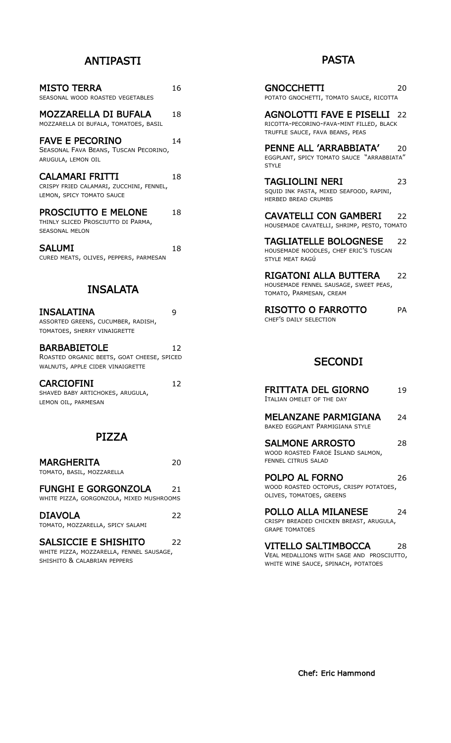## ANTIPASTI

**MISTO TERRA** 16
SEASONAL WOOD ROASTED VEGETABLES

**MOZZARELLA DI BUFALA** 18
MOZZARELLA DI BUFALA, TOMATOES, BASIL

**FAVE E PECORINO** 14
SEASONAL FAVA BEANS, TUSCAN PECORINO, ARUGULA, LEMON OIL

**CALAMARI FRITTI** 18
CRISPY FRIED CALAMARI, ZUCCHINI, FENNEL, LEMON, SPICY TOMATO SAUCE

**PROSCIUTTO E MELONE** 18
THINLY SLICED PROSCIUTTO DI PARMA, SEASONAL MELON

**SALUMI** 18
CURED MEATS, OLIVES, PEPPERS, PARMESAN

## INSALATA

**INSALATINA** 9
ASSORTED GREENS, CUCUMBER, RADISH, TOMATOES, SHERRY VINAIGRETTE

**BARBABIETOLE** 12
ROASTED ORGANIC BEETS, GOAT CHEESE, SPICED WALNUTS, APPLE CIDER VINAIGRETTE

**CARCIOFINI** 12
SHAVED BABY ARTICHOKES, ARUGULA, LEMON OIL, PARMESAN

## PIZZA

**MARGHERITA** 20
TOMATO, BASIL, MOZZARELLA

**FUNGHI E GORGONZOLA** 21
WHITE PIZZA, GORGONZOLA, MIXED MUSHROOMS

**DIAVOLA** 22
TOMATO, MOZZARELLA, SPICY SALAMI

**SALSICCIE E SHISHITO** 22
WHITE PIZZA, MOZZARELLA, FENNEL SAUSAGE, SHISHITO & CALABRIAN PEPPERS

## PASTA

**GNOCCHETTI** 20
POTATO GNOCHETTI, TOMATO SAUCE, RICOTTA

**AGNOLOTTI FAVE E PISELLI** 22
RICOTTA-PECORINO-FAVA-MINT FILLED, BLACK TRUFFLE SAUCE, FAVA BEANS, PEAS

**PENNE ALL 'ARRABBIATA'** 20
EGGPLANT, SPICY TOMATO SAUCE "ARRABBIATA" STYLE

**TAGLIOLINI NERI** 23
SQUID INK PASTA, MIXED SEAFOOD, RAPINI, HERBED BREAD CRUMBS

**CAVATELLI CON GAMBERI** 22
HOUSEMADE CAVATELLI, SHRIMP, PESTO, TOMATO

**TAGLIATELLE BOLOGNESE** 22
HOUSEMADE NOODLES, CHEF ERIC'S TUSCAN STYLE MEAT RAGÚ

**RIGATONI ALLA BUTTERA** 22
HOUSEMADE FENNEL SAUSAGE, SWEET PEAS, TOMATO, PARMESAN, CREAM

**RISOTTO O FARROTTO** PA
CHEF'S DAILY SELECTION

## SECONDI

**FRITTATA DEL GIORNO** 19
ITALIAN OMELET OF THE DAY

**MELANZANE PARMIGIANA** 24
BAKED EGGPLANT PARMIGIANA STYLE

**SALMONE ARROSTO** 28
WOOD ROASTED FAROE ISLAND SALMON, FENNEL CITRUS SALAD

**POLPO AL FORNO** 26
WOOD ROASTED OCTOPUS, CRISPY POTATOES, OLIVES, TOMATOES, GREENS

**POLLO ALLA MILANESE** 24
CRISPY BREADED CHICKEN BREAST, ARUGULA, GRAPE TOMATOES

**VITELLO SALTIMBOCCA** 28
VEAL MEDALLIONS WITH SAGE AND PROSCIUTTO, WHITE WINE SAUCE, SPINACH, POTATOES

Chef: Eric Hammond